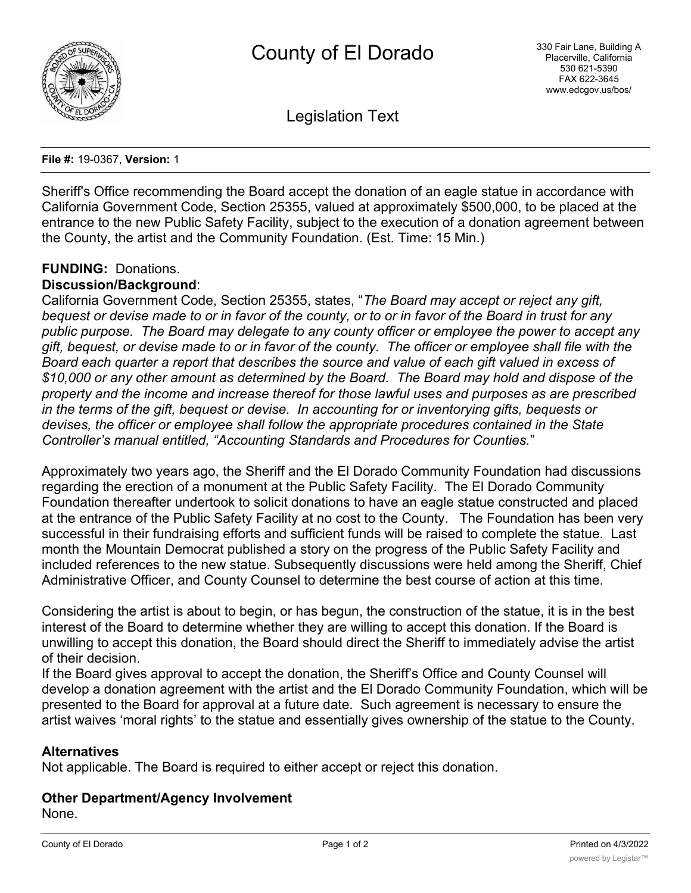# County of El Dorado

330 Fair Lane, Building A
Placerville, California
530 621-5390
FAX 622-3645
www.edcgov.us/bos/

## Legislation Text

**File #:** 19-0367, **Version:** 1

Sheriff's Office recommending the Board accept the donation of an eagle statue in accordance with California Government Code, Section 25355, valued at approximately $500,000, to be placed at the entrance to the new Public Safety Facility, subject to the execution of a donation agreement between the County, the artist and the Community Foundation. (Est. Time: 15 Min.)

**FUNDING:** Donations.

**Discussion/Background**:

California Government Code, Section 25355, states, "*The Board may accept or reject any gift, bequest or devise made to or in favor of the county, or to or in favor of the Board in trust for any public purpose. The Board may delegate to any county officer or employee the power to accept any gift, bequest, or devise made to or in favor of the county. The officer or employee shall file with the Board each quarter a report that describes the source and value of each gift valued in excess of $10,000 or any other amount as determined by the Board. The Board may hold and dispose of the property and the income and increase thereof for those lawful uses and purposes as are prescribed in the terms of the gift, bequest or devise. In accounting for or inventorying gifts, bequests or devises, the officer or employee shall follow the appropriate procedures contained in the State Controller's manual entitled, "Accounting Standards and Procedures for Counties.*"

Approximately two years ago, the Sheriff and the El Dorado Community Foundation had discussions regarding the erection of a monument at the Public Safety Facility. The El Dorado Community Foundation thereafter undertook to solicit donations to have an eagle statue constructed and placed at the entrance of the Public Safety Facility at no cost to the County. The Foundation has been very successful in their fundraising efforts and sufficient funds will be raised to complete the statue. Last month the Mountain Democrat published a story on the progress of the Public Safety Facility and included references to the new statue. Subsequently discussions were held among the Sheriff, Chief Administrative Officer, and County Counsel to determine the best course of action at this time.

Considering the artist is about to begin, or has begun, the construction of the statue, it is in the best interest of the Board to determine whether they are willing to accept this donation. If the Board is unwilling to accept this donation, the Board should direct the Sheriff to immediately advise the artist of their decision.

If the Board gives approval to accept the donation, the Sheriff's Office and County Counsel will develop a donation agreement with the artist and the El Dorado Community Foundation, which will be presented to the Board for approval at a future date. Such agreement is necessary to ensure the artist waives 'moral rights' to the statue and essentially gives ownership of the statue to the County.

**Alternatives**

Not applicable. The Board is required to either accept or reject this donation.

**Other Department/Agency Involvement**

None.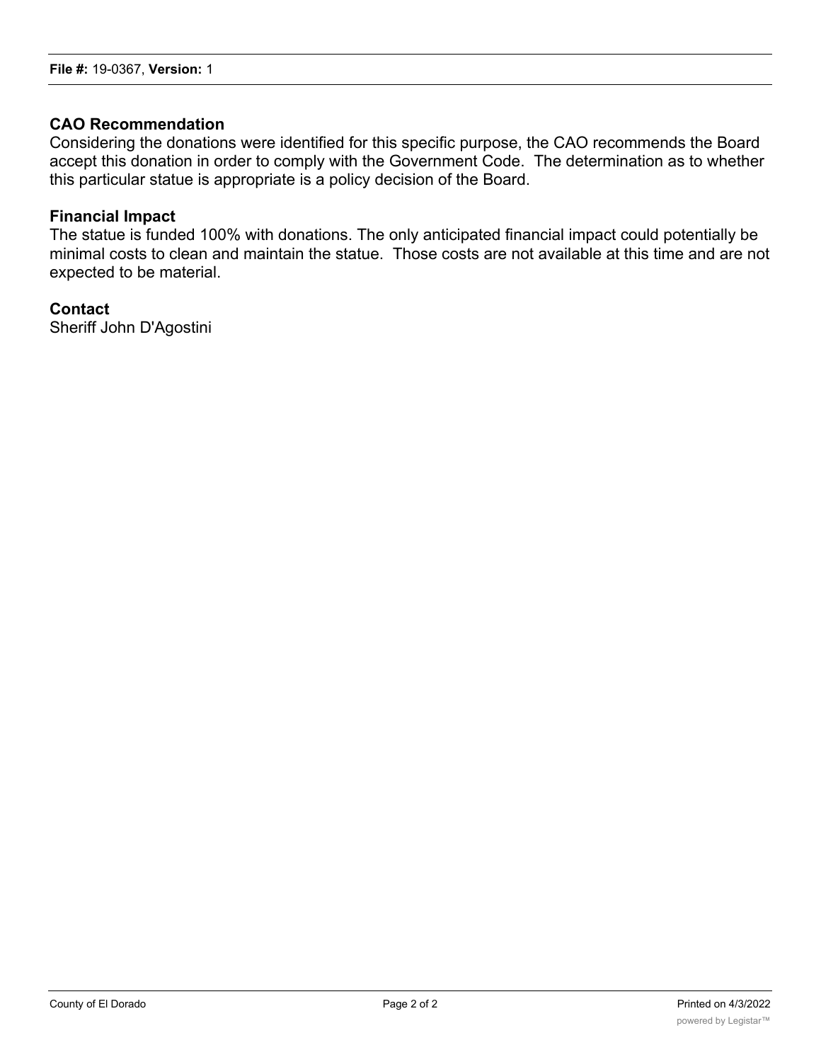### CAO Recommendation

Considering the donations were identified for this specific purpose, the CAO recommends the Board accept this donation in order to comply with the Government Code. The determination as to whether this particular statue is appropriate is a policy decision of the Board.

### Financial Impact

The statue is funded 100% with donations. The only anticipated financial impact could potentially be minimal costs to clean and maintain the statue. Those costs are not available at this time and are not expected to be material.

### Contact

Sheriff John D'Agostini